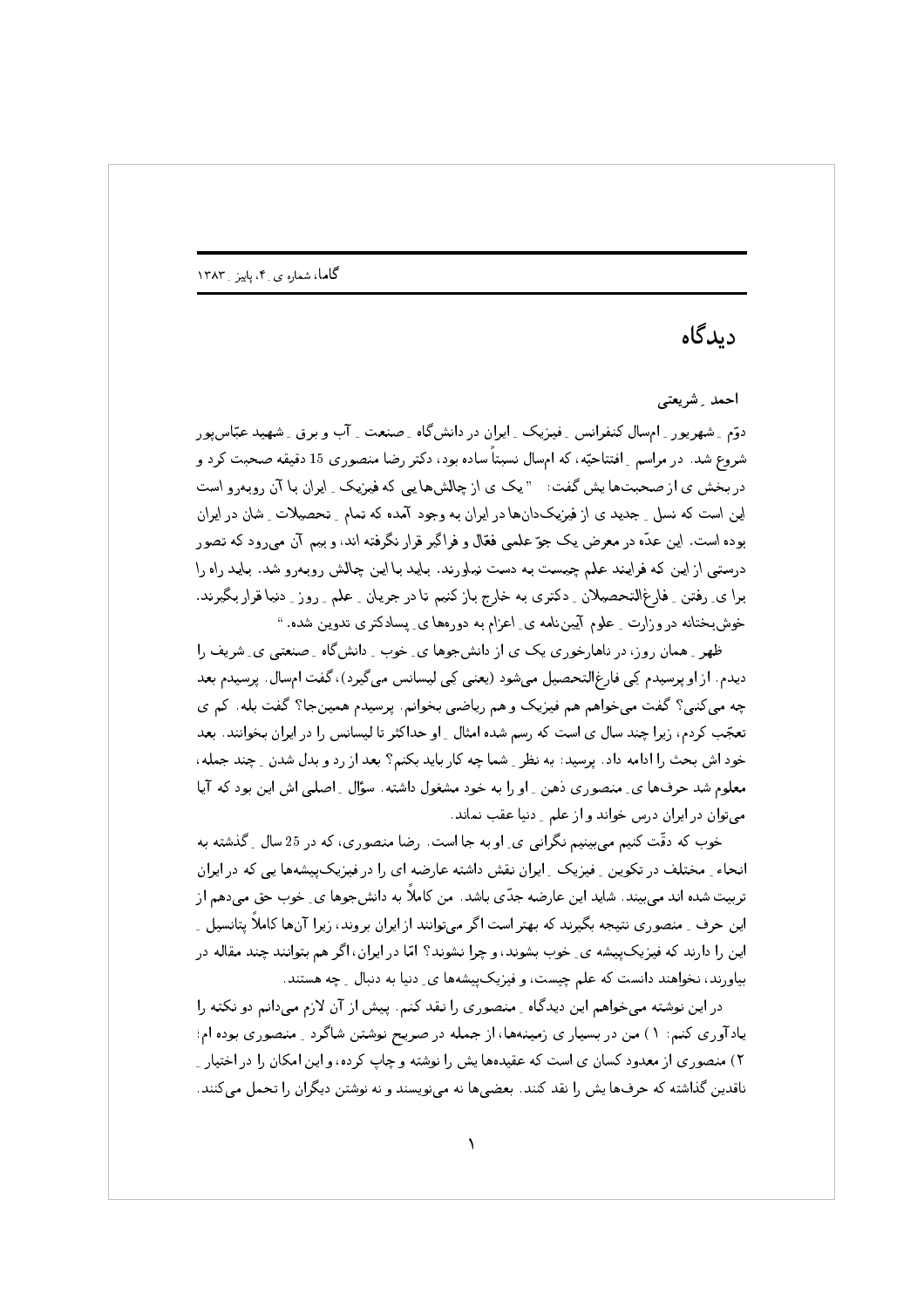# دیدگاه

**احمد ِ شریعتی**

دوّم ِ شهریور ِ امسال کنفرانس ِ فیزیک ِ ایران در دانشگاه ِ صنعت ِ آب و برق ِ شهید عبّاس‌پور شروع شد. در مراسم ِ افتتاحیّه، که امسال نسبتاً ساده بود، دکتر رضا منصوری 15 دقیقه صحبت کرد و در بخش ی از صحبت‌ها یش گفت: "یک ی از چالش‌ها یی که فیزیک ِ ایران با آن روبه‌رو است این است که نسل ِ جدید ی از فیزیک‌دان‌ها در ایران به وجود آمده که تمام ِ تحصیلات ِ شان در ایران بوده است. این عدّه در معرض ِ یک جوّ علمی فعّال و فراگیر قرار نگرفته اند، و بیم آن می‌رود که تصور درستی از این که فرایند علم چیست به دست نیاورند. باید با این چالش روبه‌رو شد. باید راه را برا ی ِ رفتن ِ فارغ‌التحصیلان ِ دکتری به خارج باز کنیم تا در جریان ِ علم ِ روز ِ دنیا قرار بگیرند. خوش‌بختانه در وزارت ِ علوم آیین‌نامه ی ِ اعزام به دوره‌ها ی ِ پسادکتری تدوین شده."

ظهر ِ همان روز، در ناهارخوری یک ی از دانش‌جوها ی ِ خوب ِ دانشگاه ِ صنعتی ی ِ شریف را دیدم. از او پرسیدم کی فارغ‌التحصیل می‌شود (یعنی کی لیسانس می‌گیرد)، گفت امسال. پرسیدم بعد چه می‌کنی؟ گفت می‌خواهم هم فیزیک و هم ریاضی بخوانم. پرسیدم همین‌جا؟ گفت بله. کم ی تعجّب کردم، زیرا چند سال ی است که رسم شده امثال ِ او حداکثر تا لیسانس را در ایران بخوانند. بعد خود اش بحث را ادامه داد. پرسید: به نظر ِ شما چه کار باید بکنم؟ بعد از رد و بدل شدن ِ چند جمله، معلوم شد حرف‌ها ی ِ منصوری ذهن ِ او را به خود مشغول داشته. سؤال ِ اصلی اش این بود که آیا می‌توان در ایران درس خواند و از علم ِ دنیا عقب نماند.

خوب که دقّت کنیم می‌بینیم نگرانی ی ِ او به جا است. رضا منصوری، که در 25 سال ِ گذشته به انحاء ِ مختلف در تکوین ِ فیزیک ِ ایران نقش داشته عارضه ای را در فیزیک‌پیشه‌ها یی که در ایران تربیت شده اند می‌بیند. شاید این عارضه جدّی باشد. من کاملاً به دانش‌جوها ی ِ خوب حق می‌دهم از این حرف ِ منصوری نتیجه بگیرند که بهتر است اگر می‌توانند از ایران بروند، زیرا آن‌ها کاملاً پتانسیل ِ این را دارند که فیزیک‌پیشه ی ِ خوب بشوند، و چرا نشوند؟ امّا در ایران، اگر هم بتوانند چند مقاله در بیاورند، نخواهند دانست که علم چیست، و فیزیک‌پیشه‌ها ی ِ دنیا به دنبال ِ چه هستند.

در این نوشته می‌خواهم این دیدگاه ِ منصوری را نقد کنم. پیش از آن لازم می‌دانم دو نکته را یادآوری کنم: ۱) من در بسیار ی زمینه‌ها، از جمله در صریح نوشتن شاگرد ِ منصوری بوده ام؛ ۲) منصوری از معدود کسان ی است که عقیده‌ها یش را نوشته و چاپ کرده، و این امکان را در اختیار ِ ناقدین گذاشته که حرف‌ها یش را نقد کنند. بعضی‌ها نه می‌نویسند و نه نوشتن دیگران را تحمل می‌کنند.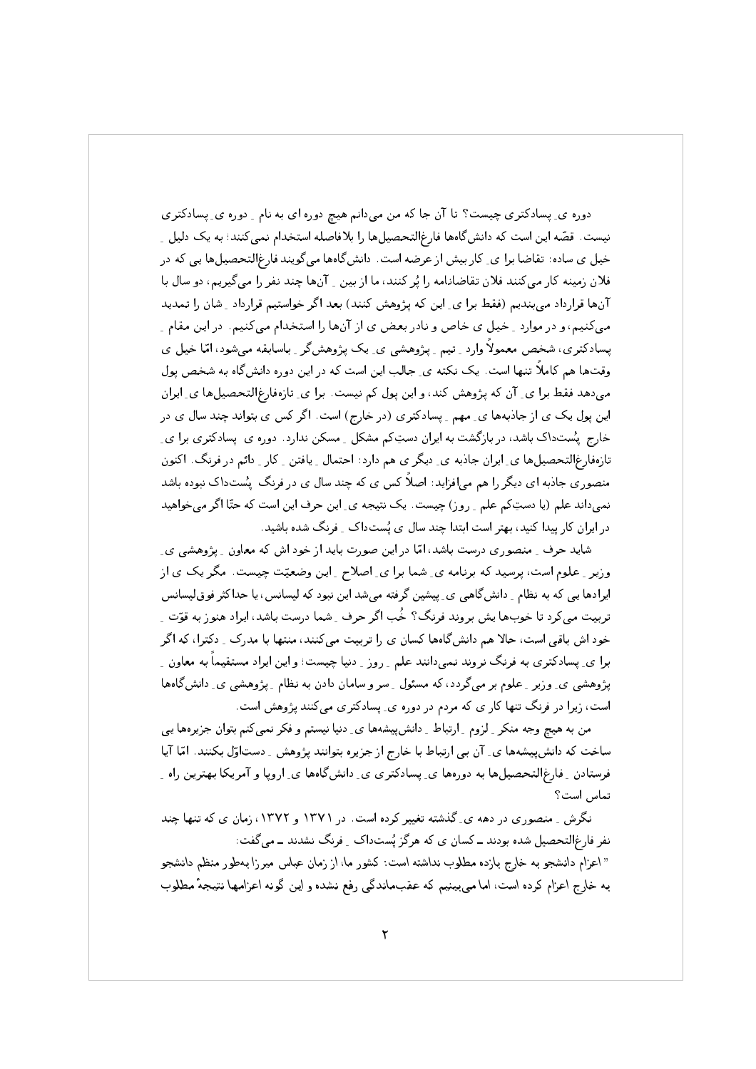دوره ی ِ پسادکتری چیست؟ تا آن جا که من می‌دانم هیچ دوره ای به نام ِ دوره ی ِ پسادکتری نیست. قصّه این است که دانش‌گاه‌ها فارغ‌التحصیل‌ها را بلافاصله استخدام نمی‌کنند؛ به یک دلیل ِ خیل ی ساده: تقاضا برا ی ِ کار بیش از عرضه است. دانش‌گاه‌ها می‌گویند فارغ‌التحصیل‌ها یی که در فلان زمینه کار می‌کنند فلان تقاضانامه را پُر کنند، ما از بین ِ آن‌ها چند نفر را می‌گیریم، دو سال با آن‌ها قرارداد می‌بندیم (فقط برا ی ِ این که پژوهش کنند) بعد اگر خواستیم قرارداد ِ شان را تمدید می‌کنیم، و در موارد ِ خیل ی خاص و نادر بعض ی از آن‌ها را استخدام می‌کنیم. در این مقام ِ پسادکتری، شخص معمولاً وارد ِ تیم ِ پژوهشی ی ِ یک پژوهش‌گر ِ باسابقه می‌شود، امّا خیل ی وقت‌ها هم کاملاً تنها است. یک نکته ی ِ جالب این است که در این دوره دانش‌گاه به شخص پول می‌دهد فقط برا ی ِ آن که پژوهش کند، و این پول کم نیست. برا ی ِ تازه‌فارغ‌التحصیل‌ها ی ِ ایران این پول یک ی از جاذبه‌ها ی ِ مهم ِ پسادکتری (در خارج) است. اگر کس ی بتواند چند سال ی در خارج پُست‌داک باشد، در بازگشت به ایران دست‌کم مشکل ِ مسکن ندارد. دوره ی پسادکتری برا ی ِ تازه‌فارغ‌التحصیل‌ها ی ِ ایران جاذبه ی ِ دیگر ی هم دارد: احتمال ِ یافتن ِ کار ِ دائم در فرنگ. اکنون منصوری جاذبه ای دیگر را هم می‌افزاید: اصلاً کس ی که چند سال ی در فرنگ پُست‌داک نبوده باشد نمی‌داند علم (یا دست‌کم علم ِ روز) چیست. یک نتیجه ی ِ این حرف این است که حتّا اگر می‌خواهید در ایران کار پیدا کنید، بهتر است ابتدا چند سال ی پُست‌داک ِ فرنگ شده باشید.

شاید حرف ِ منصوری درست باشد، امّا در این صورت باید از خود اش که معاون ِ پژوهشی ی ِ وزیر ِ علوم است، پرسید که برنامه ی ِ شما برا ی ِ اصلاح ِ این وضعیّت چیست. مگر یک ی از ایرادها یی که به نظام ِ دانش‌گاهی ی ِ پیشین گرفته می‌شد این نبود که لیسانس، یا حداکثر فوق‌لیسانس تربیت می‌کرد تا خوب‌ها یش بروند فرنگ؟ حُب اگر حرف ِ شما درست باشد، ایراد هنوز به قوّت ِ خود اش باقی است، حالا هم دانش‌گاه‌ها کسان ی را تربیت می‌کنند، منتها با مدرک ِ دکترا، که اگر برا ی ِ پسادکتری به فرنگ نروند نمی‌دانند علم ِ روز ِ دنیا چیست؛ و این ایراد مستقیماً به معاون ِ پژوهشی ی ِ وزیر ِ علوم بر می‌گردد، که مسئول ِ سر و سامان دادن به نظام ِ پژوهشی ی ِ دانش‌گاه‌ها است، زیرا در فرنگ تنها کار ی که مردم در دوره ی ِ پسادکتری می‌کنند پژوهش است.

من به هیچ وجه منکر ِ لزوم ِ ارتباط ِ دانش‌پیشه‌ها ی ِ دنیا نیستم و فکر نمی‌کنم بتوان جزیره‌ها یی ساخت که دانش‌پیشه‌ها ی ِ آن بی ارتباط با خارج از جزیره بتوانند پژوهش ِ دست‌اوّل بکنند. امّا آیا فرستادن ِ فارغ‌التحصیل‌ها به دوره‌ها ی ِ پسادکتری ی ِ دانش‌گاه‌ها ی ِ اروپا و آمریکا بهترین راه ِ تماس است؟

نگرش ِ منصوری در دهه ی ِ گذشته تغییر کرده است. در ۱۳۷۱ و ۱۳۷۲، زمان ی که تنها چند نفر فارغ‌التحصیل شده بودند ــ کسان ی که هرگز پُست‌داک ِ فرنگ نشدند ــ می‌گفت:

"اعزام دانشجو به خارج بازده مطلوب نداشته است: کشور ما، از زمان عباس میرزا به‌طور منظم دانشجو به خارج اعزام کرده است، اما می‌بینیم که عقب‌ماندگی رفع نشده و این گونه اعزامها نتیجهٔ مطلوب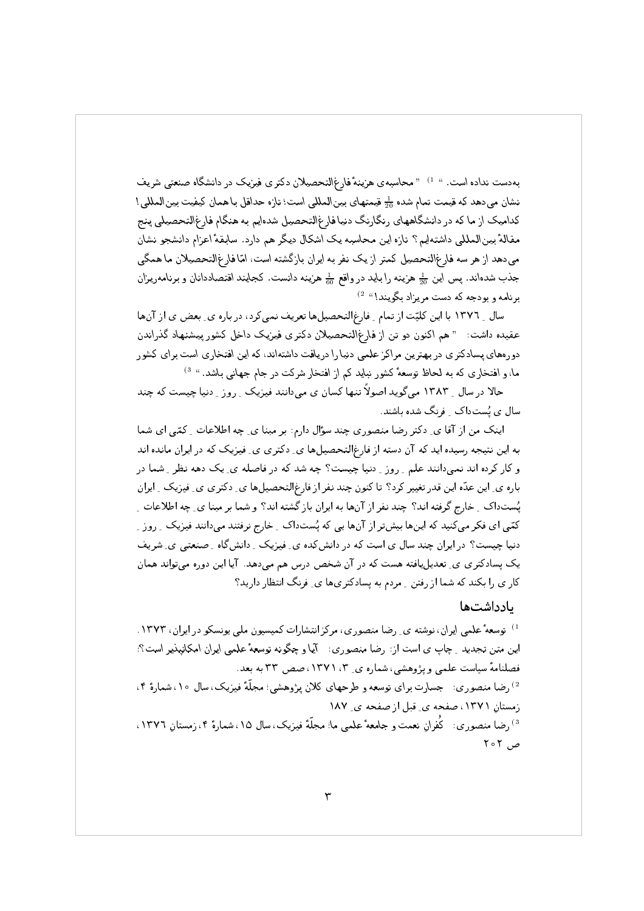به‌دست نداده است. »[1] «محاسبه‌ی هزینهٔ فارغ‌التحصیلان دکتری فیزیک در دانشگاه صنعتی شریف نشان می‌دهد که قیمت تمام شده $\frac{1}{20}$ قیمتهای بین‌المللی است؛ تازه حداقل با همان کیفیت بین‌المللی! کدامیک از ما که در دانشگاههای رنگارنگ دنیا فارغ‌التحصیل شده‌ایم به هنگام فارغ‌التحصیلی پنج مقالهٔ بین‌المللی داشته‌ایم؟ تازه این محاسبه یک اشکال دیگر هم دارد. سابقهٔ اعزام دانشجو نشان می‌دهد از هر سه فارغ‌التحصیل کمتر از یک نفر به ایران بازگشته است، امّا فارغ‌التحصیلان ما همگی جذب شده‌اند. پس این $\frac{1}{20}$ هزینه را باید در واقع $\frac{1}{60}$ هزینه دانست. کجایند اقتصاددانان و برنامه‌ریزان برنامه و بودجه که دست مریزاد بگویند!»[2]

سال ِ ١٣٧٦ با این کلیّت از تمام ِ فارغ‌التحصیل‌ها تعریف نمی‌کرد، درباره ی ِ بعض ی از آن‌ها عقیده داشت: «هم اکنون دو تن از فارغ‌التحصیلان دکتری فیزیک داخل کشور پیشنهاد گذراندن دوره‌های پسادکتری در بهترین مراکز علمی دنیا را دریافت داشته‌اند، که این افتخاری است برای کشور ما، و افتخاری که به لحاظ توسعهٔ کشور نباید کم از افتخار شرکت در جام جهانی باشد.»[3]

حالا در سال ِ ١٣٨٣ می‌گوید اصولاً تنها کسان ی می‌دانند فیزیک ِ روز ِ دنیا چیست که چند سال ی پُست‌داک ِ فرنگ شده باشند.

اینک من از آقا ی ِ دکتر رضا منصوری چند سؤال دارم: بر مبنا ی ِ چه اطلاعات ِ کمّی ای شما به این نتیجه رسیده اید که آن دسته از فارغ‌التحصیل‌ها ی ِ دکتری ی ِ فیزیک که در ایران مانده اند و کار کرده اند نمی‌دانند علم ِ روز ِ دنیا چیست؟ چه شد که در فاصله ی ِ یک دهه نظر ِ شما در باره ی ِ این عدّه این قدر تغییر کرد؟ تا کنون چند نفر از فارغ‌التحصیل‌ها ی ِ دکتری ی ِ فیزیک ِ ایران پُست‌داک ِ خارج گرفته اند؟ چند نفر از آن‌ها به ایران بازگشته اند؟ و شما بر مبنا ی ِ چه اطلاعات ِ کمّی ای فکر می‌کنید که این‌ها بیش‌تر از آن‌ها یی که پُست‌داک ِ خارج نرفتند می‌دانند فیزیک ِ روز ِ دنیا چیست؟ در ایران چند سال ی است که در دانش‌کده ی ِ فیزیک ِ دانش‌گاه ِ صنعتی ی ِ شریف یک پسادکتری ی ِ تعدیل‌یافته هست که در آن شخص درس هم می‌دهد. آیا این دوره می‌تواند همان کار ی را بکند که شما از رفتن ِ مردم به پسادکتری‌ها ی ِ فرنگ انتظار دارید؟

## یادداشت‌ها

[1] توسعهٔ علمی ایران، نوشته ی ِ رضا منصوری، مرکز انتشارات کمیسیون ملی یونسکو در ایران، ١٣٧٣. این متن تجدید ِ چاپ ی است از: رضا منصوری: آیا و چگونه توسعهٔ علمی ایران امکانپذیر است؟؛ فصلنامهٔ سیاست علمی و پژوهشی، شماره ی ِ ٣، ١٣٧١، صص ٣٣ به بعد.

[2] رضا منصوری: جسارت برای توسعه و طرحهای کلان پژوهشی؛ مجلّهٔ فیزیک، سال ١٠، شمارهٔ ۴، زمستان ١٣٧١، صفحه ی ِ قبل از صفحه ی ِ ١٨٧

[3] رضا منصوری: کُفرانِ نعمت و جامعهٔ علمی ما؛ مجلّهٔ فیزیک، سال ١۵، شمارهٔ ۴، زمستانِ ١٣٧٦، ص ٢٠٢